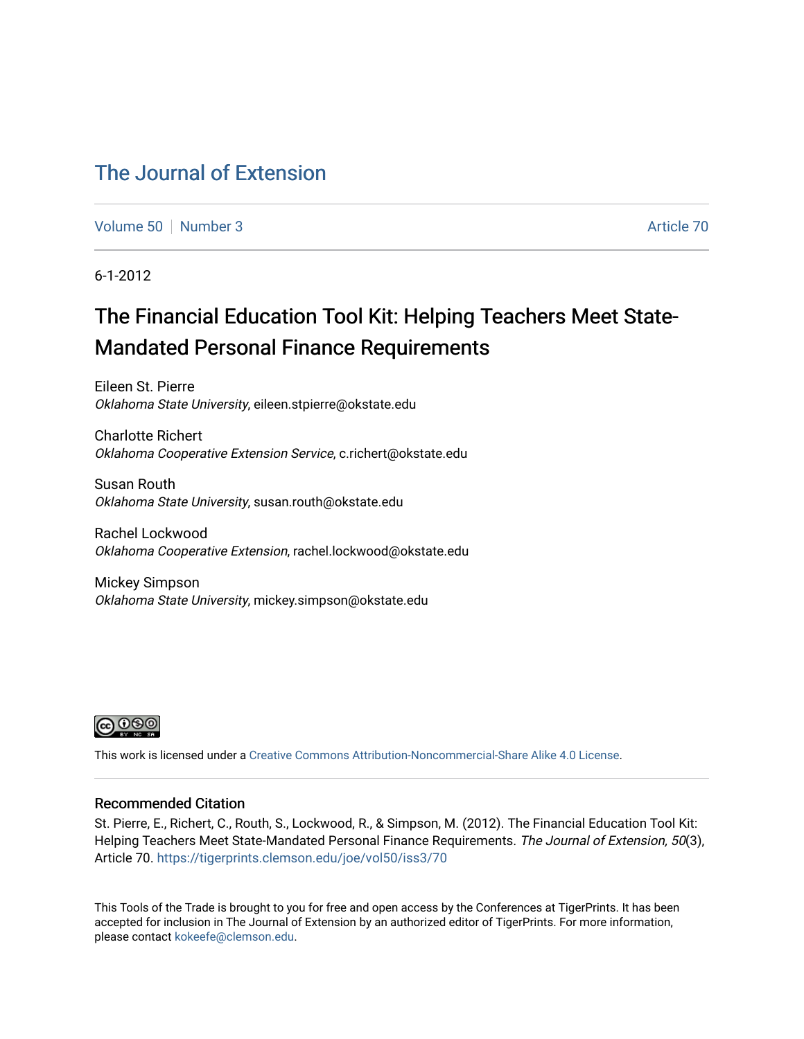# The Journal of Extension

Volume 50 | Number 3 | Article 70

6-1-2012

## The Financial Education Tool Kit: Helping Teachers Meet State-Mandated Personal Finance Requirements

Eileen St. Pierre
*Oklahoma State University*, eileen.stpierre@okstate.edu

Charlotte Richert
*Oklahoma Cooperative Extension Service*, c.richert@okstate.edu

Susan Routh
*Oklahoma State University*, susan.routh@okstate.edu

Rachel Lockwood
*Oklahoma Cooperative Extension*, rachel.lockwood@okstate.edu

Mickey Simpson
*Oklahoma State University*, mickey.simpson@okstate.edu

This work is licensed under a Creative Commons Attribution-Noncommercial-Share Alike 4.0 License.

### Recommended Citation

St. Pierre, E., Richert, C., Routh, S., Lockwood, R., & Simpson, M. (2012). The Financial Education Tool Kit: Helping Teachers Meet State-Mandated Personal Finance Requirements. *The Journal of Extension, 50*(3), Article 70. https://tigerprints.clemson.edu/joe/vol50/iss3/70

This Tools of the Trade is brought to you for free and open access by the Conferences at TigerPrints. It has been accepted for inclusion in The Journal of Extension by an authorized editor of TigerPrints. For more information, please contact kokeefe@clemson.edu.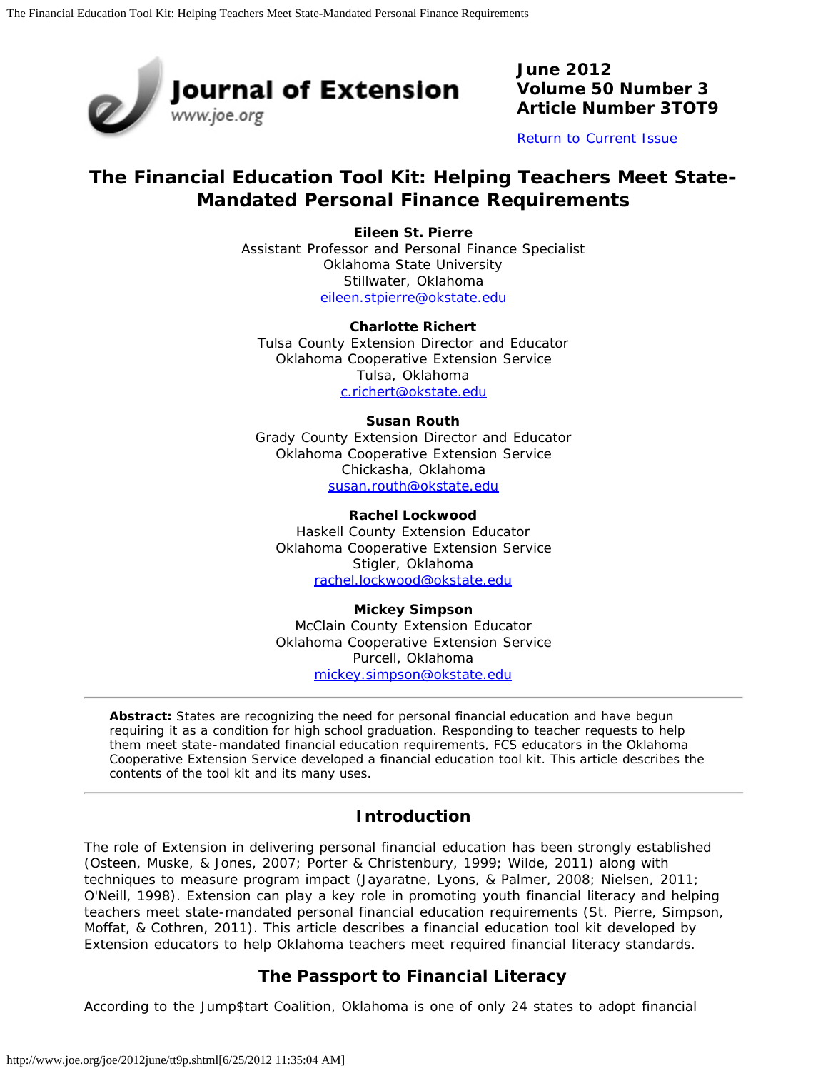June 2012
Volume 50 Number 3
Article Number 3TOT9

Return to Current Issue

# The Financial Education Tool Kit: Helping Teachers Meet State-Mandated Personal Finance Requirements

**Eileen St. Pierre**
Assistant Professor and Personal Finance Specialist
Oklahoma State University
Stillwater, Oklahoma
eileen.stpierre@okstate.edu

**Charlotte Richert**
Tulsa County Extension Director and Educator
Oklahoma Cooperative Extension Service
Tulsa, Oklahoma
c.richert@okstate.edu

**Susan Routh**
Grady County Extension Director and Educator
Oklahoma Cooperative Extension Service
Chickasha, Oklahoma
susan.routh@okstate.edu

**Rachel Lockwood**
Haskell County Extension Educator
Oklahoma Cooperative Extension Service
Stigler, Oklahoma
rachel.lockwood@okstate.edu

**Mickey Simpson**
McClain County Extension Educator
Oklahoma Cooperative Extension Service
Purcell, Oklahoma
mickey.simpson@okstate.edu

**Abstract:** States are recognizing the need for personal financial education and have begun requiring it as a condition for high school graduation. Responding to teacher requests to help them meet state-mandated financial education requirements, FCS educators in the Oklahoma Cooperative Extension Service developed a financial education tool kit. This article describes the contents of the tool kit and its many uses.

## Introduction

The role of Extension in delivering personal financial education has been strongly established (Osteen, Muske, & Jones, 2007; Porter & Christenbury, 1999; Wilde, 2011) along with techniques to measure program impact (Jayaratne, Lyons, & Palmer, 2008; Nielsen, 2011; O'Neill, 1998). Extension can play a key role in promoting youth financial literacy and helping teachers meet state-mandated personal financial education requirements (St. Pierre, Simpson, Moffat, & Cothren, 2011). This article describes a financial education tool kit developed by Extension educators to help Oklahoma teachers meet required financial literacy standards.

## The Passport to Financial Literacy

According to the Jump$tart Coalition, Oklahoma is one of only 24 states to adopt financial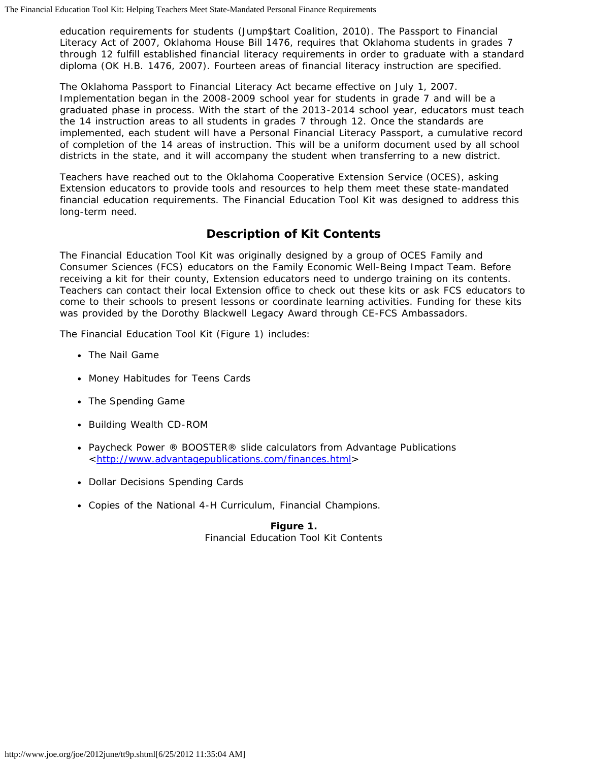education requirements for students (Jump$tart Coalition, 2010). The Passport to Financial Literacy Act of 2007, Oklahoma House Bill 1476, requires that Oklahoma students in grades 7 through 12 fulfill established financial literacy requirements in order to graduate with a standard diploma (OK H.B. 1476, 2007). Fourteen areas of financial literacy instruction are specified.

The Oklahoma Passport to Financial Literacy Act became effective on July 1, 2007. Implementation began in the 2008-2009 school year for students in grade 7 and will be a graduated phase in process. With the start of the 2013-2014 school year, educators must teach the 14 instruction areas to all students in grades 7 through 12. Once the standards are implemented, each student will have a Personal Financial Literacy Passport, a cumulative record of completion of the 14 areas of instruction. This will be a uniform document used by all school districts in the state, and it will accompany the student when transferring to a new district.

Teachers have reached out to the Oklahoma Cooperative Extension Service (OCES), asking Extension educators to provide tools and resources to help them meet these state-mandated financial education requirements. The Financial Education Tool Kit was designed to address this long-term need.

## Description of Kit Contents

The Financial Education Tool Kit was originally designed by a group of OCES Family and Consumer Sciences (FCS) educators on the Family Economic Well-Being Impact Team. Before receiving a kit for their county, Extension educators need to undergo training on its contents. Teachers can contact their local Extension office to check out these kits or ask FCS educators to come to their schools to present lessons or coordinate learning activities. Funding for these kits was provided by the Dorothy Blackwell Legacy Award through CE-FCS Ambassadors.

The Financial Education Tool Kit (Figure 1) includes:

- The Nail Game
- Money Habitudes for Teens Cards
- The Spending Game
- Building Wealth CD-ROM
- Paycheck Power ® BOOSTER® slide calculators from Advantage Publications <http://www.advantagepublications.com/finances.html>
- Dollar Decisions Spending Cards
- Copies of the National 4-H Curriculum, Financial Champions.

**Figure 1.**
Financial Education Tool Kit Contents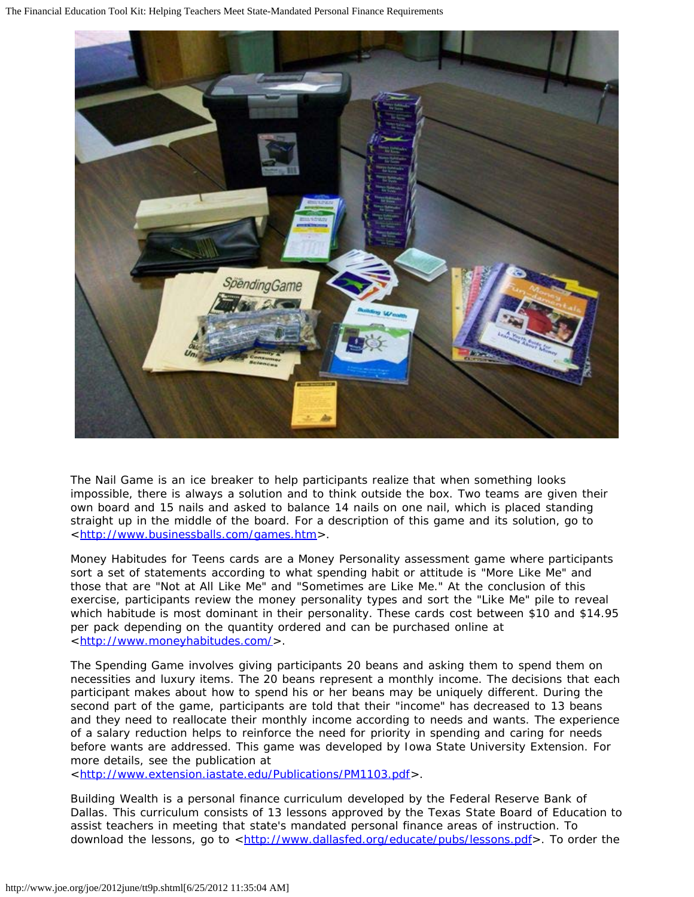The Nail Game is an ice breaker to help participants realize that when something looks impossible, there is always a solution and to think outside the box. Two teams are given their own board and 15 nails and asked to balance 14 nails on one nail, which is placed standing straight up in the middle of the board. For a description of this game and its solution, go to <http://www.businessballs.com/games.htm>.

Money Habitudes for Teens cards are a Money Personality assessment game where participants sort a set of statements according to what spending habit or attitude is "More Like Me" and those that are "Not at All Like Me" and "Sometimes are Like Me." At the conclusion of this exercise, participants review the money personality types and sort the "Like Me" pile to reveal which habitude is most dominant in their personality. These cards cost between $10 and $14.95 per pack depending on the quantity ordered and can be purchased online at <http://www.moneyhabitudes.com/>.

The Spending Game involves giving participants 20 beans and asking them to spend them on necessities and luxury items. The 20 beans represent a monthly income. The decisions that each participant makes about how to spend his or her beans may be uniquely different. During the second part of the game, participants are told that their "income" has decreased to 13 beans and they need to reallocate their monthly income according to needs and wants. The experience of a salary reduction helps to reinforce the need for priority in spending and caring for needs before wants are addressed. This game was developed by Iowa State University Extension. For more details, see the publication at <http://www.extension.iastate.edu/Publications/PM1103.pdf>.

Building Wealth is a personal finance curriculum developed by the Federal Reserve Bank of Dallas. This curriculum consists of 13 lessons approved by the Texas State Board of Education to assist teachers in meeting that state's mandated personal finance areas of instruction. To download the lessons, go to <http://www.dallasfed.org/educate/pubs/lessons.pdf>. To order the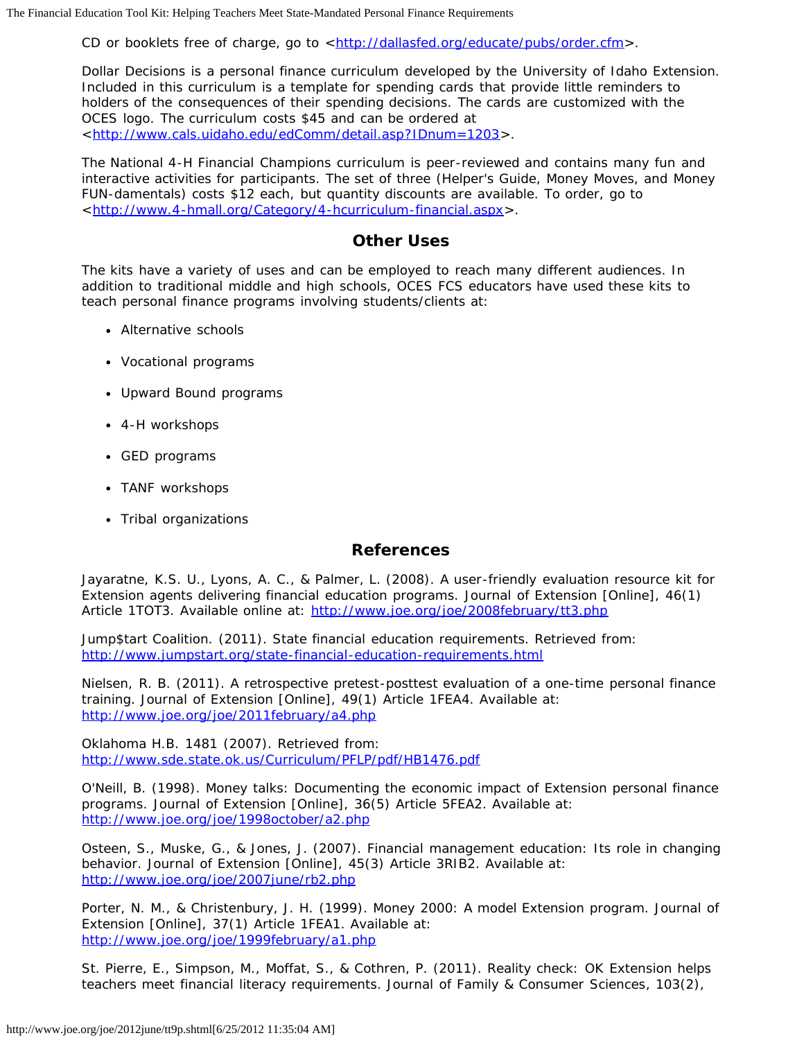CD or booklets free of charge, go to <http://dallasfed.org/educate/pubs/order.cfm>.

Dollar Decisions is a personal finance curriculum developed by the University of Idaho Extension. Included in this curriculum is a template for spending cards that provide little reminders to holders of the consequences of their spending decisions. The cards are customized with the OCES logo. The curriculum costs $45 and can be ordered at <http://www.cals.uidaho.edu/edComm/detail.asp?IDnum=1203>.

The National 4-H Financial Champions curriculum is peer-reviewed and contains many fun and interactive activities for participants. The set of three (Helper's Guide, Money Moves, and Money FUN-damentals) costs $12 each, but quantity discounts are available. To order, go to <http://www.4-hmall.org/Category/4-hcurriculum-financial.aspx>.

## Other Uses

The kits have a variety of uses and can be employed to reach many different audiences. In addition to traditional middle and high schools, OCES FCS educators have used these kits to teach personal finance programs involving students/clients at:

- Alternative schools
- Vocational programs
- Upward Bound programs
- 4-H workshops
- GED programs
- TANF workshops
- Tribal organizations

## References

Jayaratne, K.S. U., Lyons, A. C., & Palmer, L. (2008). A user-friendly evaluation resource kit for Extension agents delivering financial education programs. Journal of Extension [Online], 46(1) Article 1TOT3. Available online at: http://www.joe.org/joe/2008february/tt3.php

Jump$tart Coalition. (2011). State financial education requirements. Retrieved from: http://www.jumpstart.org/state-financial-education-requirements.html

Nielsen, R. B. (2011). A retrospective pretest-posttest evaluation of a one-time personal finance training. Journal of Extension [Online], 49(1) Article 1FEA4. Available at: http://www.joe.org/joe/2011february/a4.php

Oklahoma H.B. 1481 (2007). Retrieved from: http://www.sde.state.ok.us/Curriculum/PFLP/pdf/HB1476.pdf

O'Neill, B. (1998). Money talks: Documenting the economic impact of Extension personal finance programs. Journal of Extension [Online], 36(5) Article 5FEA2. Available at: http://www.joe.org/joe/1998october/a2.php

Osteen, S., Muske, G., & Jones, J. (2007). Financial management education: Its role in changing behavior. Journal of Extension [Online], 45(3) Article 3RIB2. Available at: http://www.joe.org/joe/2007june/rb2.php

Porter, N. M., & Christenbury, J. H. (1999). Money 2000: A model Extension program. Journal of Extension [Online], 37(1) Article 1FEA1. Available at: http://www.joe.org/joe/1999february/a1.php

St. Pierre, E., Simpson, M., Moffat, S., & Cothren, P. (2011). Reality check: OK Extension helps teachers meet financial literacy requirements. Journal of Family & Consumer Sciences, 103(2),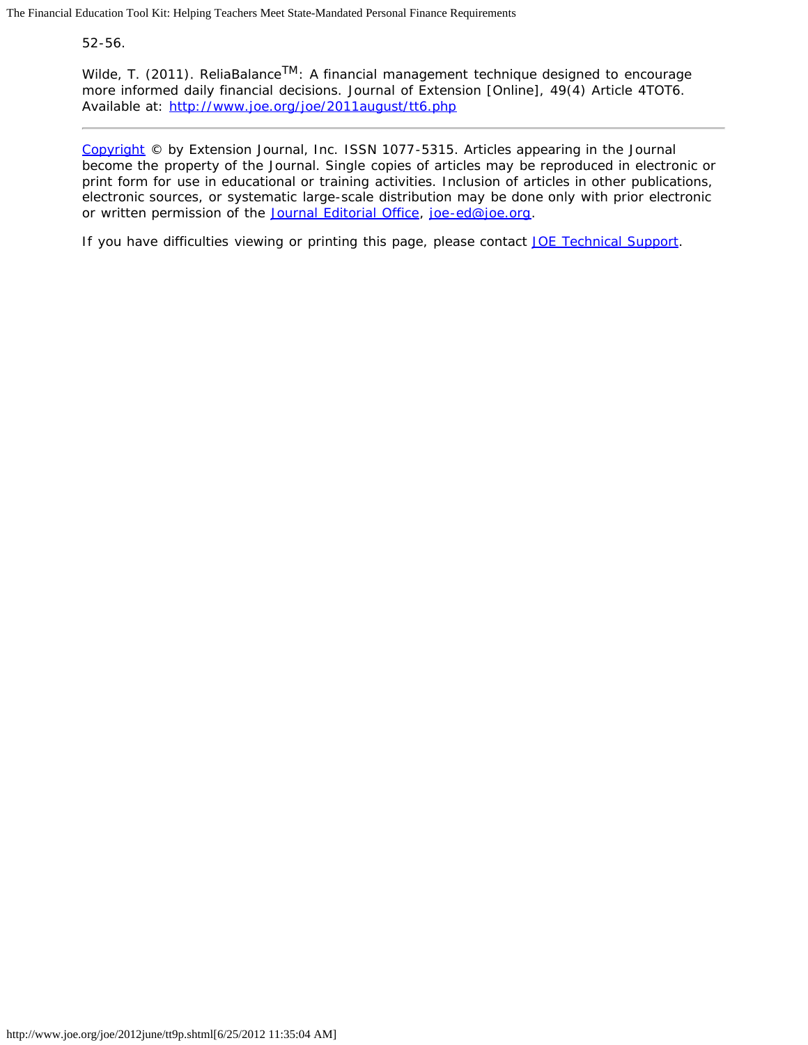52-56.

Wilde, T. (2011). ReliaBalance™: A financial management technique designed to encourage more informed daily financial decisions. Journal of Extension [Online], 49(4) Article 4TOT6. Available at: [http://www.joe.org/joe/2011august/tt6.php](http://www.joe.org/joe/2011august/tt6.php)

---

[Copyright](#) © by Extension Journal, Inc. ISSN 1077-5315. Articles appearing in the Journal become the property of the Journal. Single copies of articles may be reproduced in electronic or print form for use in educational or training activities. Inclusion of articles in other publications, electronic sources, or systematic large-scale distribution may be done only with prior electronic or written permission of the [Journal Editorial Office](#), [joe-ed@joe.org](mailto:joe-ed@joe.org).

If you have difficulties viewing or printing this page, please contact [JOE Technical Support](#).